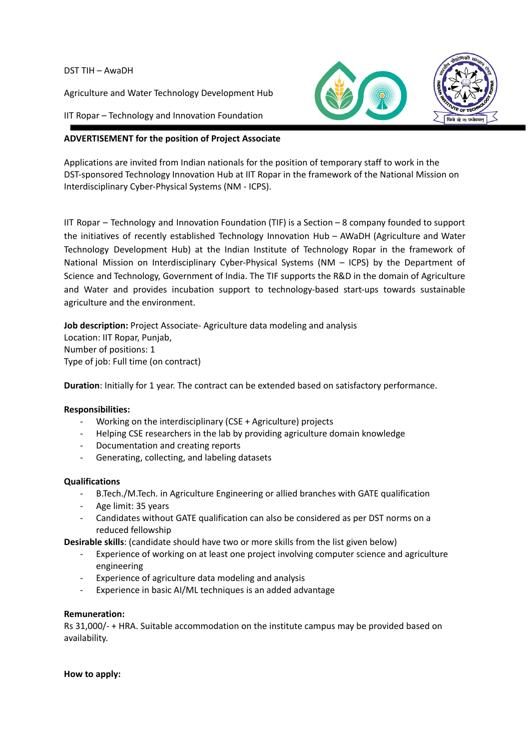DST TIH – AwaDH

Agriculture and Water Technology Development Hub

IIT Ropar – Technology and Innovation Foundation

**ADVERTISEMENT for the position of Project Associate**

Applications are invited from Indian nationals for the position of temporary staff to work in the DST-sponsored Technology Innovation Hub at IIT Ropar in the framework of the National Mission on Interdisciplinary Cyber-Physical Systems (NM - ICPS).

IIT Ropar – Technology and Innovation Foundation (TIF) is a Section – 8 company founded to support the initiatives of recently established Technology Innovation Hub – AWaDH (Agriculture and Water Technology Development Hub) at the Indian Institute of Technology Ropar in the framework of National Mission on Interdisciplinary Cyber-Physical Systems (NM – ICPS) by the Department of Science and Technology, Government of India. The TIF supports the R&D in the domain of Agriculture and Water and provides incubation support to technology-based start-ups towards sustainable agriculture and the environment.

**Job description:** Project Associate- Agriculture data modeling and analysis
Location: IIT Ropar, Punjab,
Number of positions: 1
Type of job: Full time (on contract)

**Duration**: Initially for 1 year. The contract can be extended based on satisfactory performance.

**Responsibilities:**

- Working on the interdisciplinary (CSE + Agriculture) projects
- Helping CSE researchers in the lab by providing agriculture domain knowledge
- Documentation and creating reports
- Generating, collecting, and labeling datasets

**Qualifications**

- B.Tech./M.Tech. in Agriculture Engineering or allied branches with GATE qualification
- Age limit: 35 years
- Candidates without GATE qualification can also be considered as per DST norms on a reduced fellowship

**Desirable skills**: (candidate should have two or more skills from the list given below)

- Experience of working on at least one project involving computer science and agriculture engineering
- Experience of agriculture data modeling and analysis
- Experience in basic AI/ML techniques is an added advantage

**Remuneration:**
Rs 31,000/- + HRA. Suitable accommodation on the institute campus may be provided based on availability.

**How to apply:**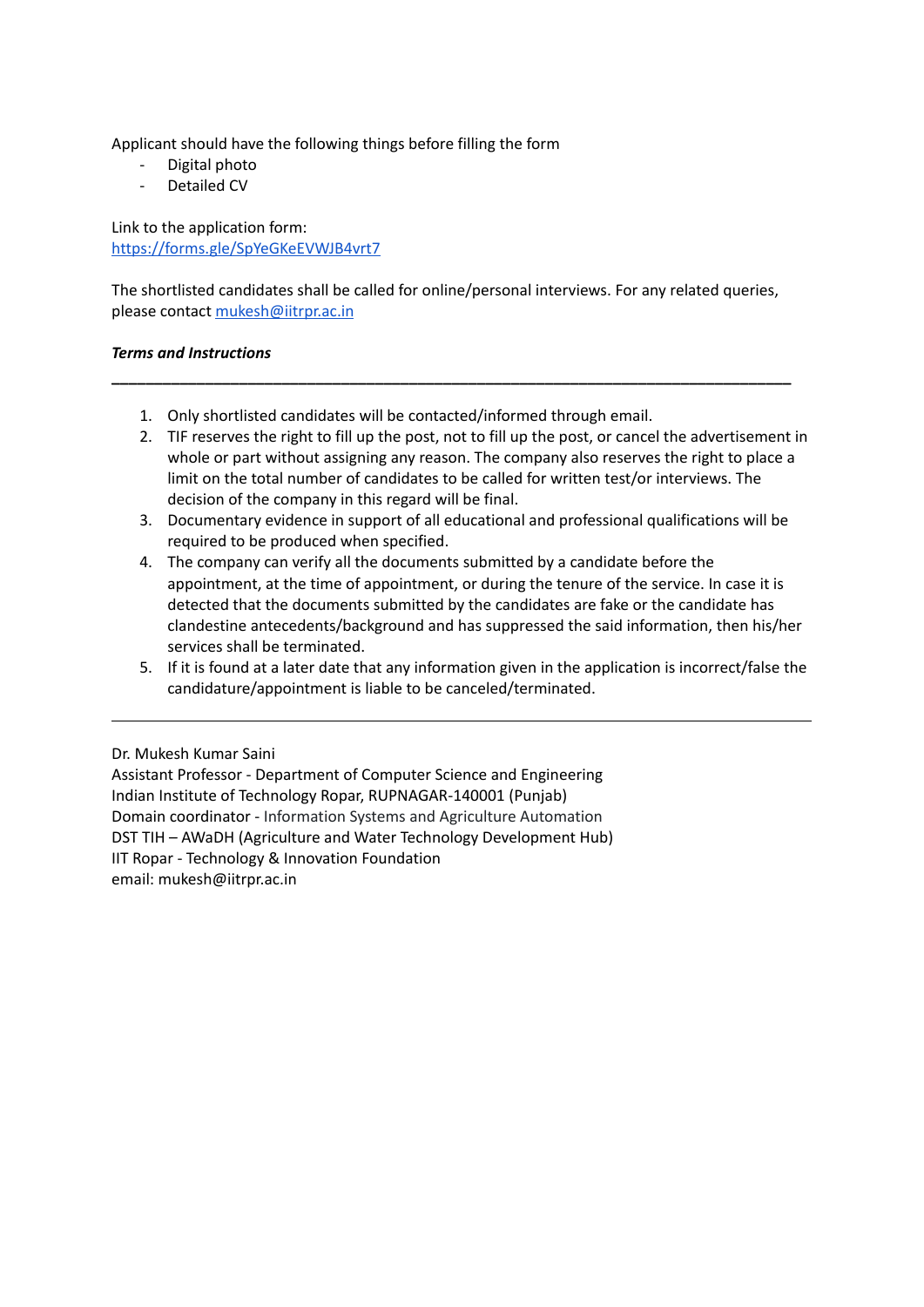Applicant should have the following things before filling the form

- Digital photo
- Detailed CV

Link to the application form:
https://forms.gle/SpYeGKeEVWJB4vrt7

The shortlisted candidates shall be called for online/personal interviews. For any related queries, please contact mukesh@iitrpr.ac.in

***Terms and Instructions***

---

1. Only shortlisted candidates will be contacted/informed through email.
2. TIF reserves the right to fill up the post, not to fill up the post, or cancel the advertisement in whole or part without assigning any reason. The company also reserves the right to place a limit on the total number of candidates to be called for written test/or interviews. The decision of the company in this regard will be final.
3. Documentary evidence in support of all educational and professional qualifications will be required to be produced when specified.
4. The company can verify all the documents submitted by a candidate before the appointment, at the time of appointment, or during the tenure of the service. In case it is detected that the documents submitted by the candidates are fake or the candidate has clandestine antecedents/background and has suppressed the said information, then his/her services shall be terminated.
5. If it is found at a later date that any information given in the application is incorrect/false the candidature/appointment is liable to be canceled/terminated.

---

Dr. Mukesh Kumar Saini
Assistant Professor - Department of Computer Science and Engineering
Indian Institute of Technology Ropar, RUPNAGAR-140001 (Punjab)
Domain coordinator - Information Systems and Agriculture Automation
DST TIH – AWaDH (Agriculture and Water Technology Development Hub)
IIT Ropar - Technology & Innovation Foundation
email: mukesh@iitrpr.ac.in